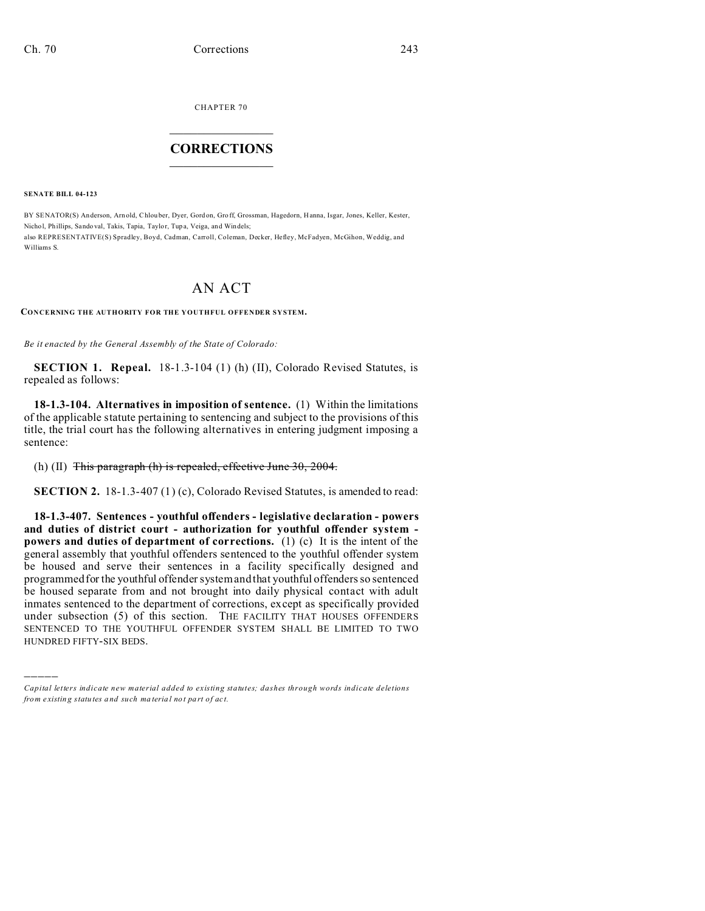CHAPTER 70

# CORRECTIONS

**SENATE BILL 04-123**

BY SENATOR(S) Anderson, Arnold, Chlouber, Dyer, Gordon, Groff, Grossman, Hagedorn, Hanna, Isgar, Jones, Keller, Kester, Nichol, Phillips, Sandoval, Takis, Tapia, Taylor, Tupa, Veiga, and Windels;
also REPRESENTATIVE(S) Spradley, Boyd, Cadman, Carroll, Coleman, Decker, Hefley, McFadyen, McGihon, Weddig, and Williams S.

## AN ACT

**CONCERNING THE AUTHORITY FOR THE YOUTHFUL OFFENDER SYSTEM.**

*Be it enacted by the General Assembly of the State of Colorado:*

**SECTION 1. Repeal.** 18-1.3-104 (1) (h) (II), Colorado Revised Statutes, is repealed as follows:

**18-1.3-104. Alternatives in imposition of sentence.** (1) Within the limitations of the applicable statute pertaining to sentencing and subject to the provisions of this title, the trial court has the following alternatives in entering judgment imposing a sentence:

(h) (II) ~~This paragraph (h) is repealed, effective June 30, 2004.~~

**SECTION 2.** 18-1.3-407 (1) (c), Colorado Revised Statutes, is amended to read:

**18-1.3-407. Sentences - youthful offenders - legislative declaration - powers and duties of district court - authorization for youthful offender system - powers and duties of department of corrections.** (1) (c) It is the intent of the general assembly that youthful offenders sentenced to the youthful offender system be housed and serve their sentences in a facility specifically designed and programmed for the youthful offender system and that youthful offenders so sentenced be housed separate from and not brought into daily physical contact with adult inmates sentenced to the department of corrections, except as specifically provided under subsection (5) of this section. THE FACILITY THAT HOUSES OFFENDERS SENTENCED TO THE YOUTHFUL OFFENDER SYSTEM SHALL BE LIMITED TO TWO HUNDRED FIFTY-SIX BEDS.

---

*Capital letters indicate new material added to existing statutes; dashes through words indicate deletions from existing statutes and such material not part of act.*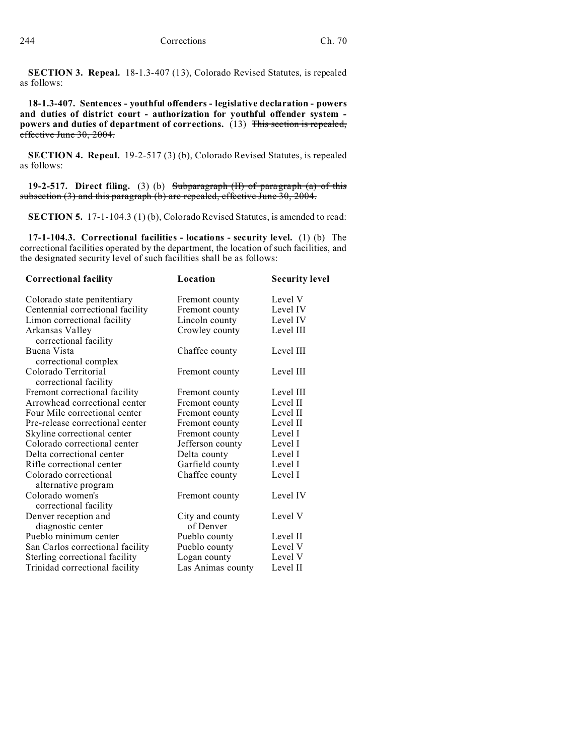**SECTION 3. Repeal.** 18-1.3-407 (13), Colorado Revised Statutes, is repealed as follows:

**18-1.3-407. Sentences - youthful offenders - legislative declaration - powers and duties of district court - authorization for youthful offender system - powers and duties of department of corrections.** (13) ~~This section is repealed, effective June 30, 2004.~~

**SECTION 4. Repeal.** 19-2-517 (3) (b), Colorado Revised Statutes, is repealed as follows:

**19-2-517. Direct filing.** (3) (b) ~~Subparagraph (II) of paragraph (a) of this subsection (3) and this paragraph (b) are repealed, effective June 30, 2004.~~

**SECTION 5.** 17-1-104.3 (1) (b), Colorado Revised Statutes, is amended to read:

**17-1-104.3. Correctional facilities - locations - security level.** (1) (b) The correctional facilities operated by the department, the location of such facilities, and the designated security level of such facilities shall be as follows:

| Correctional facility | Location | Security level |
|---|---|---|
| Colorado state penitentiary | Fremont county | Level V |
| Centennial correctional facility | Fremont county | Level IV |
| Limon correctional facility | Lincoln county | Level IV |
| Arkansas Valley correctional facility | Crowley county | Level III |
| Buena Vista correctional complex | Chaffee county | Level III |
| Colorado Territorial correctional facility | Fremont county | Level III |
| Fremont correctional facility | Fremont county | Level III |
| Arrowhead correctional center | Fremont county | Level II |
| Four Mile correctional center | Fremont county | Level II |
| Pre-release correctional center | Fremont county | Level II |
| Skyline correctional center | Fremont county | Level I |
| Colorado correctional center | Jefferson county | Level I |
| Delta correctional center | Delta county | Level I |
| Rifle correctional center | Garfield county | Level I |
| Colorado correctional alternative program | Chaffee county | Level I |
| Colorado women's correctional facility | Fremont county | Level IV |
| Denver reception and diagnostic center | City and county of Denver | Level V |
| Pueblo minimum center | Pueblo county | Level II |
| San Carlos correctional facility | Pueblo county | Level V |
| Sterling correctional facility | Logan county | Level V |
| Trinidad correctional facility | Las Animas county | Level II |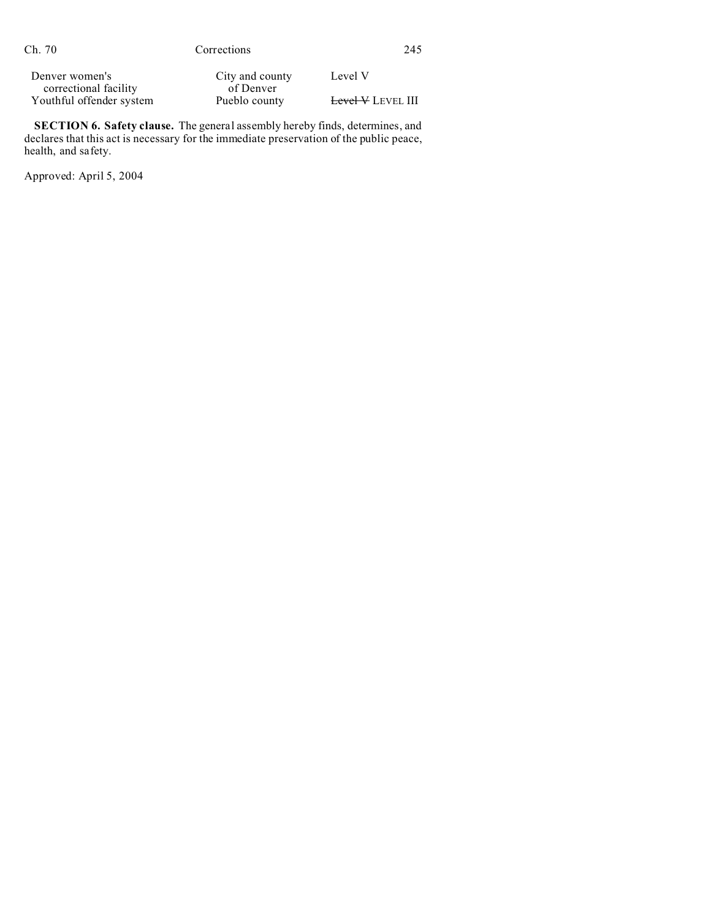| | | |
|---|---|---|
| Denver women's correctional facility | City and county of Denver | Level V |
| Youthful offender system | Pueblo county | ~~Level V~~ LEVEL III |

**SECTION 6. Safety clause.** The general assembly hereby finds, determines, and declares that this act is necessary for the immediate preservation of the public peace, health, and safety.

Approved: April 5, 2004